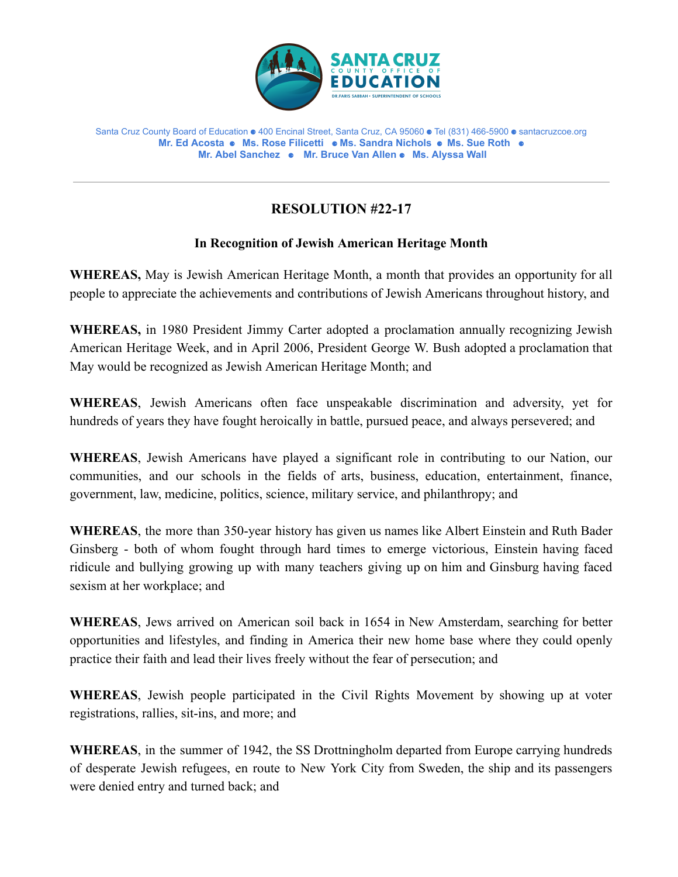SANTA CRUZ COUNTY OFFICE OF EDUCATION

DR. FARIS SABBAH • SUPERINTENDENT OF SCHOOLS

Santa Cruz County Board of Education ● 400 Encinal Street, Santa Cruz, CA 95060 ● Tel (831) 466-5900 ● santacruzcoe.org

**Mr. Ed Acosta ● Ms. Rose Filicetti ● Ms. Sandra Nichols ● Ms. Sue Roth ● Mr. Abel Sanchez ● Mr. Bruce Van Allen ● Ms. Alyssa Wall**

---

# RESOLUTION #22-17

## In Recognition of Jewish American Heritage Month

**WHEREAS,** May is Jewish American Heritage Month, a month that provides an opportunity for all people to appreciate the achievements and contributions of Jewish Americans throughout history, and

**WHEREAS,** in 1980 President Jimmy Carter adopted a proclamation annually recognizing Jewish American Heritage Week, and in April 2006, President George W. Bush adopted a proclamation that May would be recognized as Jewish American Heritage Month; and

**WHEREAS**, Jewish Americans often face unspeakable discrimination and adversity, yet for hundreds of years they have fought heroically in battle, pursued peace, and always persevered; and

**WHEREAS**, Jewish Americans have played a significant role in contributing to our Nation, our communities, and our schools in the fields of arts, business, education, entertainment, finance, government, law, medicine, politics, science, military service, and philanthropy; and

**WHEREAS**, the more than 350-year history has given us names like Albert Einstein and Ruth Bader Ginsberg - both of whom fought through hard times to emerge victorious, Einstein having faced ridicule and bullying growing up with many teachers giving up on him and Ginsburg having faced sexism at her workplace; and

**WHEREAS**, Jews arrived on American soil back in 1654 in New Amsterdam, searching for better opportunities and lifestyles, and finding in America their new home base where they could openly practice their faith and lead their lives freely without the fear of persecution; and

**WHEREAS**, Jewish people participated in the Civil Rights Movement by showing up at voter registrations, rallies, sit-ins, and more; and

**WHEREAS**, in the summer of 1942, the SS Drottningholm departed from Europe carrying hundreds of desperate Jewish refugees, en route to New York City from Sweden, the ship and its passengers were denied entry and turned back; and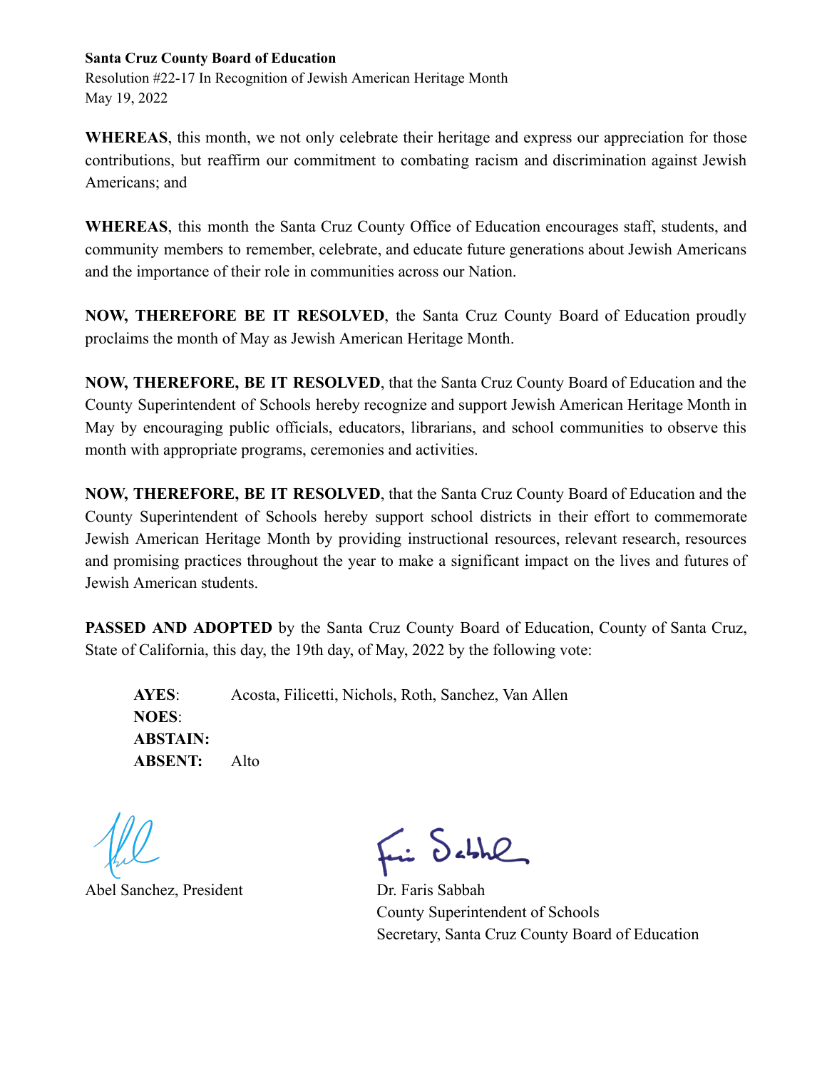**Santa Cruz County Board of Education**
Resolution #22-17 In Recognition of Jewish American Heritage Month
May 19, 2022

**WHEREAS**, this month, we not only celebrate their heritage and express our appreciation for those contributions, but reaffirm our commitment to combating racism and discrimination against Jewish Americans; and

**WHEREAS**, this month the Santa Cruz County Office of Education encourages staff, students, and community members to remember, celebrate, and educate future generations about Jewish Americans and the importance of their role in communities across our Nation.

**NOW, THEREFORE BE IT RESOLVED**, the Santa Cruz County Board of Education proudly proclaims the month of May as Jewish American Heritage Month.

**NOW, THEREFORE, BE IT RESOLVED**, that the Santa Cruz County Board of Education and the County Superintendent of Schools hereby recognize and support Jewish American Heritage Month in May by encouraging public officials, educators, librarians, and school communities to observe this month with appropriate programs, ceremonies and activities.

**NOW, THEREFORE, BE IT RESOLVED**, that the Santa Cruz County Board of Education and the County Superintendent of Schools hereby support school districts in their effort to commemorate Jewish American Heritage Month by providing instructional resources, relevant research, resources and promising practices throughout the year to make a significant impact on the lives and futures of Jewish American students.

**PASSED AND ADOPTED** by the Santa Cruz County Board of Education, County of Santa Cruz, State of California, this day, the 19th day, of May, 2022 by the following vote:

**AYES**: Acosta, Filicetti, Nichols, Roth, Sanchez, Van Allen
**NOES**:
**ABSTAIN:**
**ABSENT:** Alto

Abel Sanchez, President

Dr. Faris Sabbah
County Superintendent of Schools
Secretary, Santa Cruz County Board of Education